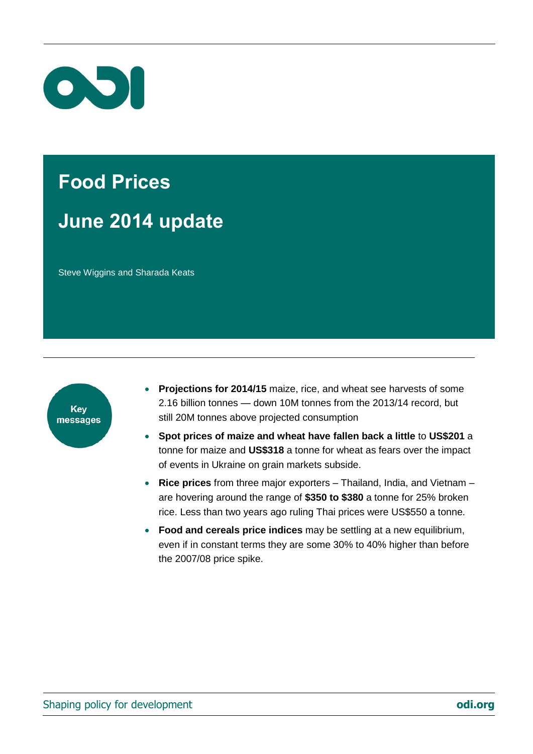# Food Prices

## June 2014 update

Steve Wiggins and Sharada Keats

**Key messages**

- **Projections for 2014/15** maize, rice, and wheat see harvests of some 2.16 billion tonnes — down 10M tonnes from the 2013/14 record, but still 20M tonnes above projected consumption
- **Spot prices of maize and wheat have fallen back a little** to **US$201** a tonne for maize and **US$318** a tonne for wheat as fears over the impact of events in Ukraine on grain markets subside.
- **Rice prices** from three major exporters – Thailand, India, and Vietnam – are hovering around the range of **$350 to $380** a tonne for 25% broken rice. Less than two years ago ruling Thai prices were US$550 a tonne.
- **Food and cereals price indices** may be settling at a new equilibrium, even if in constant terms they are some 30% to 40% higher than before the 2007/08 price spike.

Shaping policy for development **odi.org**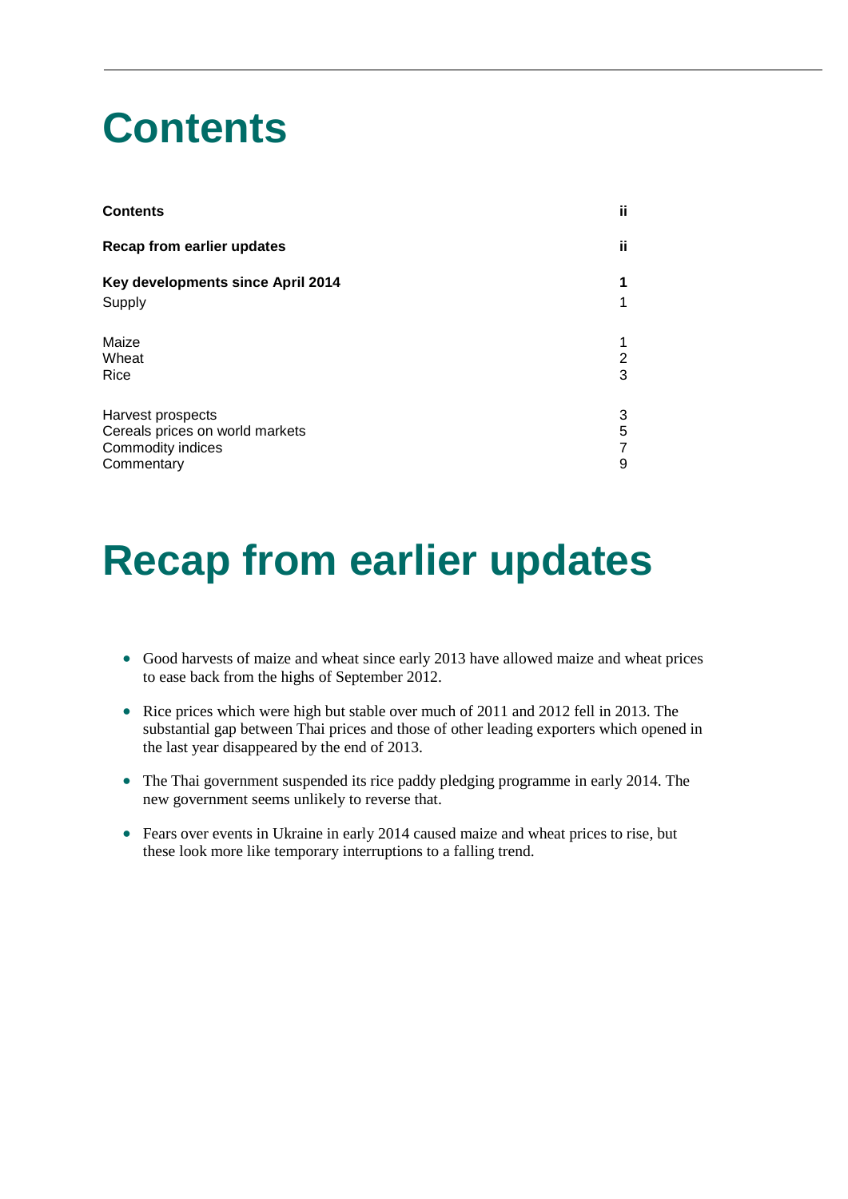# Contents

| | |
|---|---|
| **Contents** | **ii** |
| **Recap from earlier updates** | **ii** |
| **Key developments since April 2014** | **1** |
| Supply | 1 |
| Maize | 1 |
| Wheat | 2 |
| Rice | 3 |
| Harvest prospects | 3 |
| Cereals prices on world markets | 5 |
| Commodity indices | 7 |
| Commentary | 9 |

# Recap from earlier updates

- Good harvests of maize and wheat since early 2013 have allowed maize and wheat prices to ease back from the highs of September 2012.
- Rice prices which were high but stable over much of 2011 and 2012 fell in 2013. The substantial gap between Thai prices and those of other leading exporters which opened in the last year disappeared by the end of 2013.
- The Thai government suspended its rice paddy pledging programme in early 2014. The new government seems unlikely to reverse that.
- Fears over events in Ukraine in early 2014 caused maize and wheat prices to rise, but these look more like temporary interruptions to a falling trend.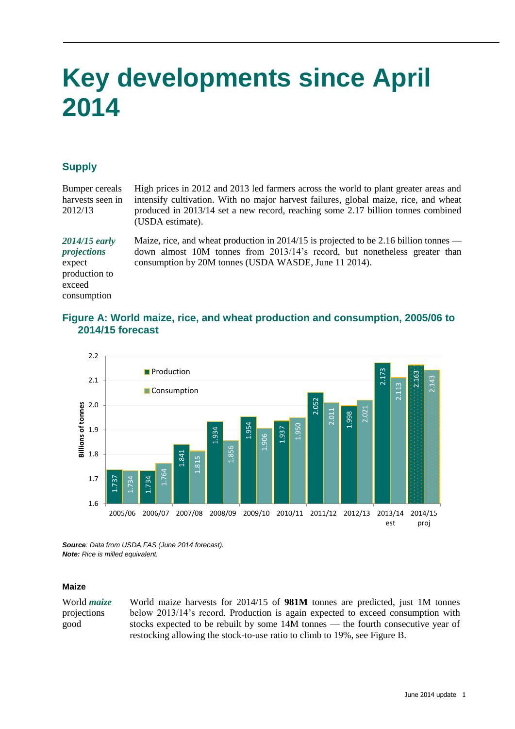# Key developments since April 2014

## Supply

Bumper cereals harvests seen in 2012/13

High prices in 2012 and 2013 led farmers across the world to plant greater areas and intensify cultivation. With no major harvest failures, global maize, rice, and wheat produced in 2013/14 set a new record, reaching some 2.17 billion tonnes combined (USDA estimate).

***2014/15 early projections*** expect production to exceed consumption

Maize, rice, and wheat production in 2014/15 is projected to be 2.16 billion tonnes — down almost 10M tonnes from 2013/14's record, but nonetheless greater than consumption by 20M tonnes (USDA WASDE, June 11 2014).

### Figure A: World maize, rice, and wheat production and consumption, 2005/06 to 2014/15 forecast

| Year | Production (billions of tonnes) | Consumption (billions of tonnes) |
|---|---|---|
| 2005/06 | 1.737 | 1.734 |
| 2006/07 | 1.734 | 1.764 |
| 2007/08 | 1.841 | 1.815 |
| 2008/09 | 1.934 | 1.856 |
| 2009/10 | 1.954 | 1.906 |
| 2010/11 | 1.937 | 1.950 |
| 2011/12 | 2.052 | 2.011 |
| 2012/13 | 1.998 | 2.021 |
| 2013/14 est | 2.173 | 2.113 |
| 2014/15 proj | 2.163 | 2.143 |

***Source****: Data from USDA FAS (June 2014 forecast).*
***Note:*** *Rice is milled equivalent.*

### Maize

World ***maize*** projections good

World maize harvests for 2014/15 of **981M** tonnes are predicted, just 1M tonnes below 2013/14's record. Production is again expected to exceed consumption with stocks expected to be rebuilt by some 14M tonnes — the fourth consecutive year of restocking allowing the stock-to-use ratio to climb to 19%, see Figure B.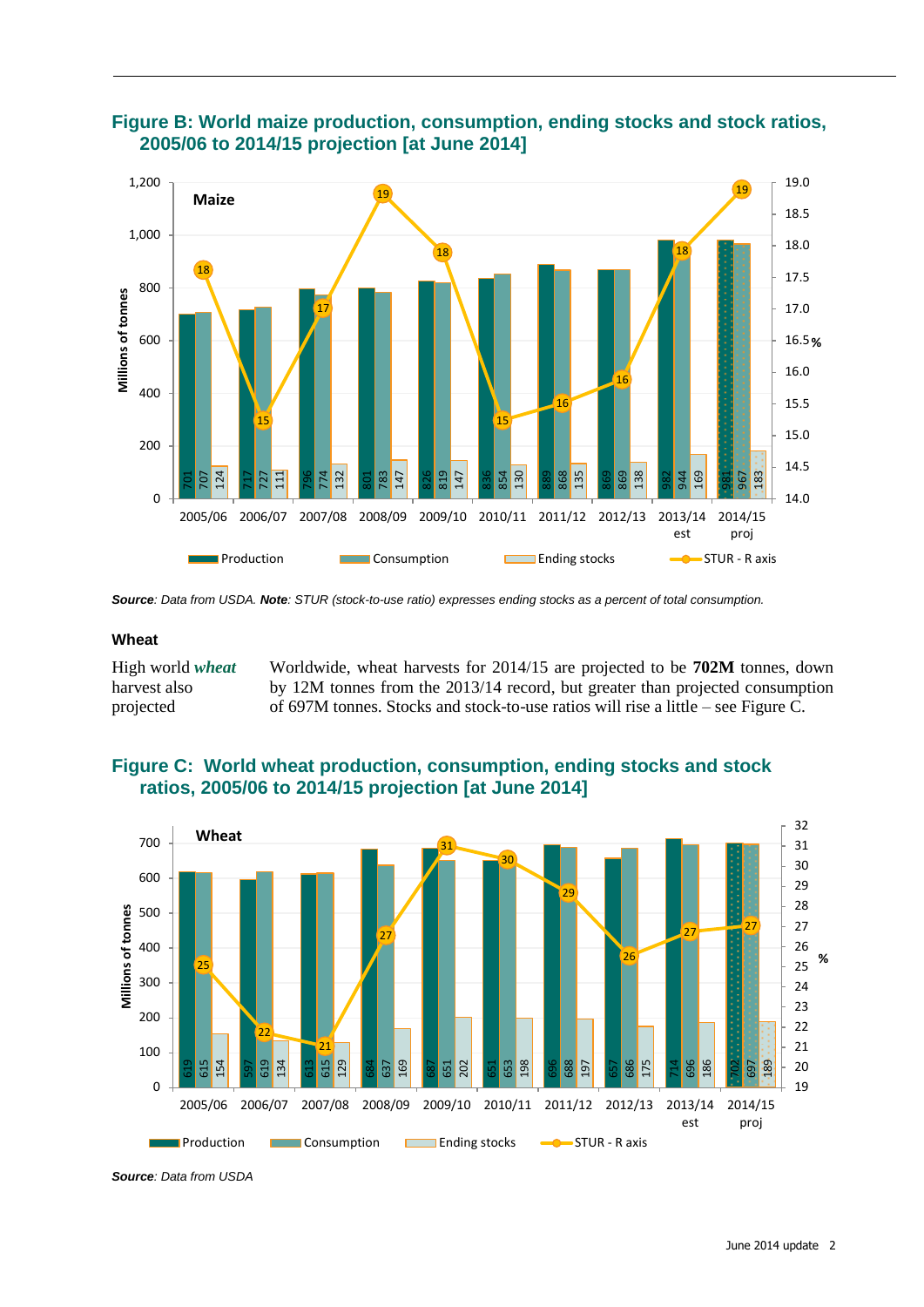## Figure B: World maize production, consumption, ending stocks and stock ratios, 2005/06 to 2014/15 projection [at June 2014]

| Maize (Millions of tonnes) | Production | Consumption | Ending stocks | STUR - R axis (%) |
|---|---|---|---|---|
| 2005/06 | 701 | 707 | 124 | 18 |
| 2006/07 | 717 | 727 | 111 | 15 |
| 2007/08 | 796 | 774 | 132 | 17 |
| 2008/09 | 801 | 783 | 147 | 19 |
| 2009/10 | 826 | 819 | 147 | 18 |
| 2010/11 | 836 | 854 | 130 | 15 |
| 2011/12 | 889 | 868 | 135 | 16 |
| 2012/13 | 869 | 869 | 138 | 16 |
| 2013/14 est | 982 | 944 | 169 | 18 |
| 2014/15 proj | 981 | 967 | 183 | 19 |

***Source****: Data from USDA.* ***Note****: STUR (stock-to-use ratio) expresses ending stocks as a percent of total consumption.*

### Wheat

High world ***wheat*** harvest also projected

Worldwide, wheat harvests for 2014/15 are projected to be **702M** tonnes, down by 12M tonnes from the 2013/14 record, but greater than projected consumption of 697M tonnes. Stocks and stock-to-use ratios will rise a little – see Figure C.

## Figure C: World wheat production, consumption, ending stocks and stock ratios, 2005/06 to 2014/15 projection [at June 2014]

| Wheat (Millions of tonnes) | Production | Consumption | Ending stocks | STUR - R axis (%) |
|---|---|---|---|---|
| 2005/06 | 619 | 615 | 154 | 25 |
| 2006/07 | 597 | 619 | 134 | 22 |
| 2007/08 | 613 | 615 | 129 | 21 |
| 2008/09 | 684 | 637 | 169 | 27 |
| 2009/10 | 687 | 651 | 202 | 31 |
| 2010/11 | 651 | 653 | 198 | 30 |
| 2011/12 | 696 | 688 | 197 | 29 |
| 2012/13 | 657 | 686 | 175 | 26 |
| 2013/14 est | 714 | 696 | 186 | 27 |
| 2014/15 proj | 702 | 697 | 189 | 27 |

***Source****: Data from USDA*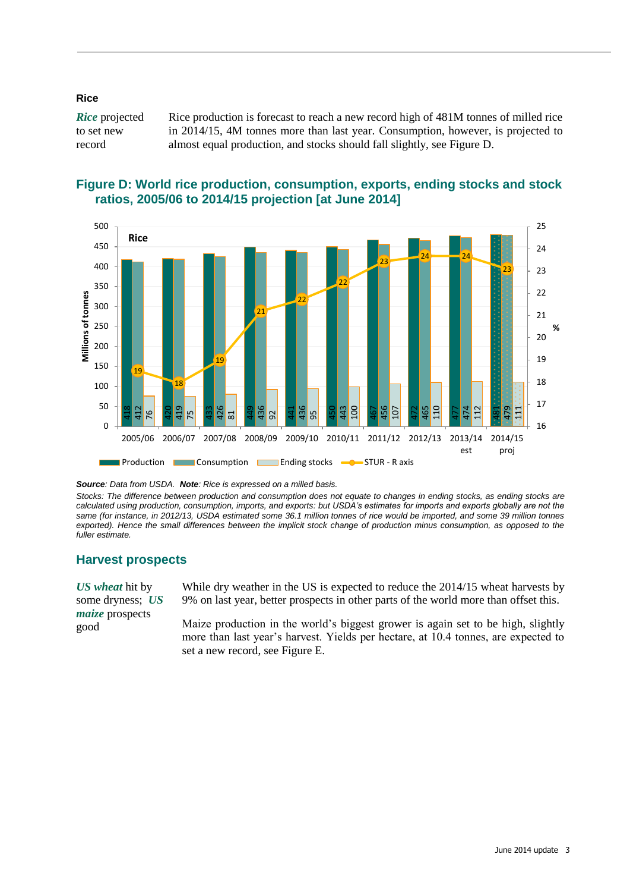### Rice

***Rice*** **projected to set new record**

Rice production is forecast to reach a new record high of 481M tonnes of milled rice in 2014/15, 4M tonnes more than last year. Consumption, however, is projected to almost equal production, and stocks should fall slightly, see Figure D.

## Figure D: World rice production, consumption, exports, ending stocks and stock ratios, 2005/06 to 2014/15 projection [at June 2014]

| | Production | Consumption | Ending stocks | STUR - R axis (%) |
|---|---|---|---|---|
| 2005/06 | 418 | 412 | 76 | 19 |
| 2006/07 | 420 | 419 | 75 | 18 |
| 2007/08 | 433 | 426 | 81 | 19 |
| 2008/09 | 449 | 436 | 92 | 21 |
| 2009/10 | 441 | 436 | 95 | 22 |
| 2010/11 | 450 | 443 | 100 | 22 |
| 2011/12 | 467 | 456 | 107 | 23 |
| 2012/13 | 472 | 465 | 110 | 24 |
| 2013/14 est | 477 | 474 | 112 | 24 |
| 2014/15 proj | 481 | 479 | 111 | 23 |

*Millions of tonnes*

***Source****: Data from USDA.* ***Note****: Rice is expressed on a milled basis.*

*Stocks: The difference between production and consumption does not equate to changes in ending stocks, as ending stocks are calculated using production, consumption, imports, and exports: but USDA's estimates for imports and exports globally are not the same (for instance, in 2012/13, USDA estimated some 36.1 million tonnes of rice would be imported, and some 39 million tonnes exported). Hence the small differences between the implicit stock change of production minus consumption, as opposed to the fuller estimate.*

## Harvest prospects

***US wheat*** **hit by some dryness;** ***US maize*** **prospects good**

While dry weather in the US is expected to reduce the 2014/15 wheat harvests by 9% on last year, better prospects in other parts of the world more than offset this.

Maize production in the world's biggest grower is again set to be high, slightly more than last year's harvest. Yields per hectare, at 10.4 tonnes, are expected to set a new record, see Figure E.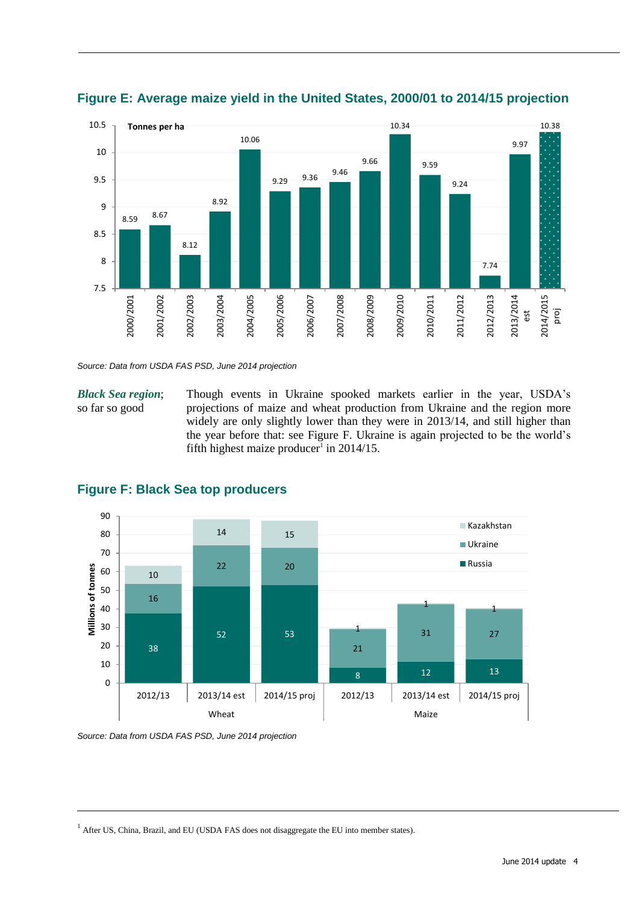## Figure E: Average maize yield in the United States, 2000/01 to 2014/15 projection

Tonnes per ha

| Year | Yield |
|---|---|
| 2000/2001 | 8.59 |
| 2001/2002 | 8.67 |
| 2002/2003 | 8.12 |
| 2003/2004 | 8.92 |
| 2004/2005 | 10.06 |
| 2005/2006 | 9.29 |
| 2006/2007 | 9.36 |
| 2007/2008 | 9.46 |
| 2008/2009 | 9.66 |
| 2009/2010 | 10.34 |
| 2010/2011 | 9.59 |
| 2011/2012 | 9.24 |
| 2012/2013 | 7.74 |
| 2013/2014 est | 9.97 |
| 2014/2015 proj | 10.38 |

*Source: Data from USDA FAS PSD, June 2014 projection*

***Black Sea region***; so far so good

Though events in Ukraine spooked markets earlier in the year, USDA's projections of maize and wheat production from Ukraine and the region more widely are only slightly lower than they were in 2013/14, and still higher than the year before that: see Figure F. Ukraine is again projected to be the world's fifth highest maize producer[1] in 2014/15.

## Figure F: Black Sea top producers

Millions of tonnes

| Crop | Year | Russia | Ukraine | Kazakhstan |
|---|---|---|---|---|
| Wheat | 2012/13 | 38 | 16 | 10 |
| Wheat | 2013/14 est | 52 | 22 | 14 |
| Wheat | 2014/15 proj | 53 | 20 | 15 |
| Maize | 2012/13 | 8 | 21 | 1 |
| Maize | 2013/14 est | 12 | 31 | 1 |
| Maize | 2014/15 proj | 13 | 27 | 1 |

*Source: Data from USDA FAS PSD, June 2014 projection*

[1] After US, China, Brazil, and EU (USDA FAS does not disaggregate the EU into member states).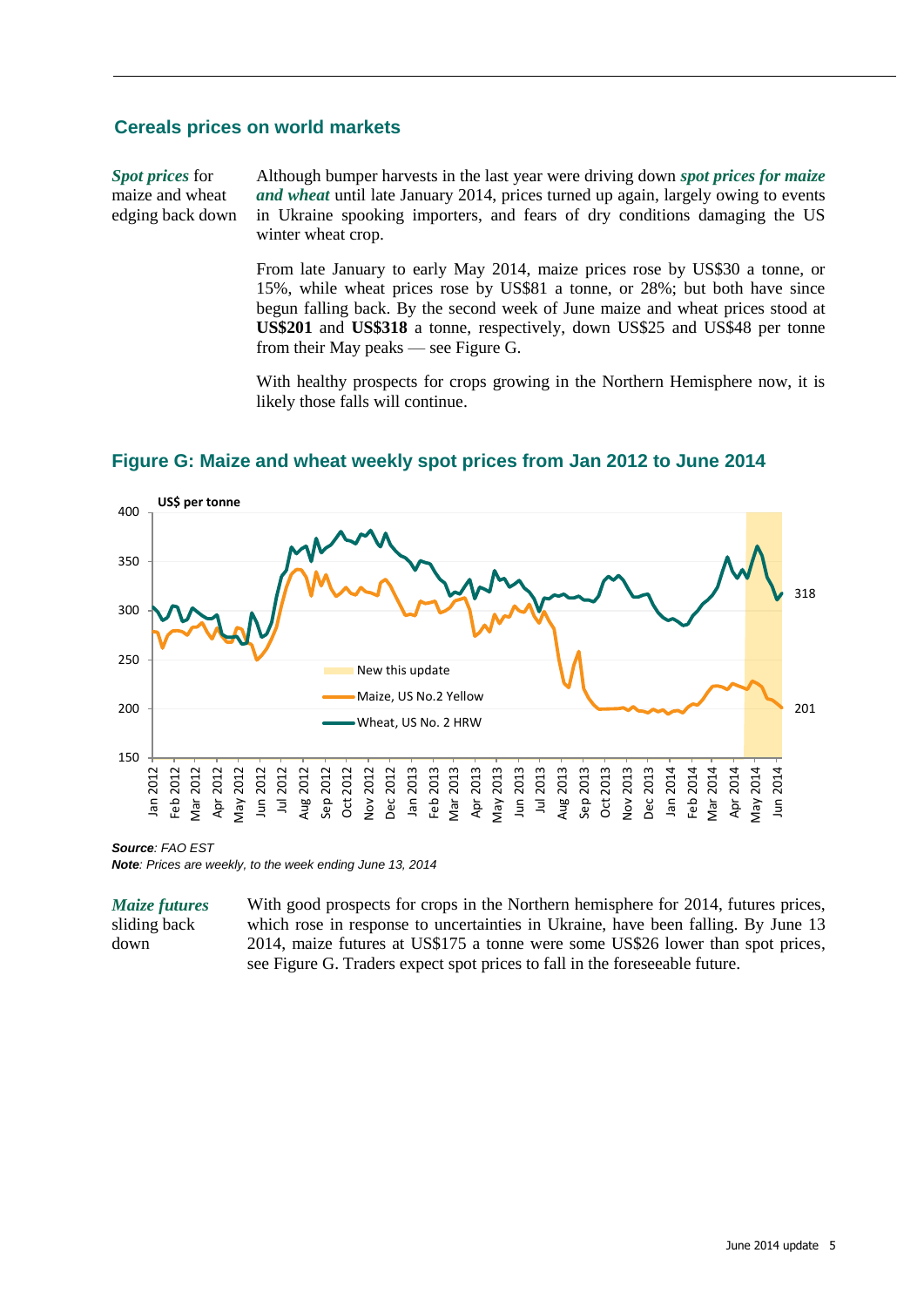## Cereals prices on world markets

*Spot prices* for maize and wheat edging back down

Although bumper harvests in the last year were driving down ***spot prices for maize and wheat*** until late January 2014, prices turned up again, largely owing to events in Ukraine spooking importers, and fears of dry conditions damaging the US winter wheat crop.

From late January to early May 2014, maize prices rose by US$30 a tonne, or 15%, while wheat prices rose by US$81 a tonne, or 28%; but both have since begun falling back. By the second week of June maize and wheat prices stood at **US$201** and **US$318** a tonne, respectively, down US$25 and US$48 per tonne from their May peaks — see Figure G.

With healthy prospects for crops growing in the Northern Hemisphere now, it is likely those falls will continue.

### Figure G: Maize and wheat weekly spot prices from Jan 2012 to June 2014

***Source**: FAO EST*
***Note**: Prices are weekly, to the week ending June 13, 2014*

*Maize futures* sliding back down

With good prospects for crops in the Northern hemisphere for 2014, futures prices, which rose in response to uncertainties in Ukraine, have been falling. By June 13 2014, maize futures at US$175 a tonne were some US$26 lower than spot prices, see Figure G. Traders expect spot prices to fall in the foreseeable future.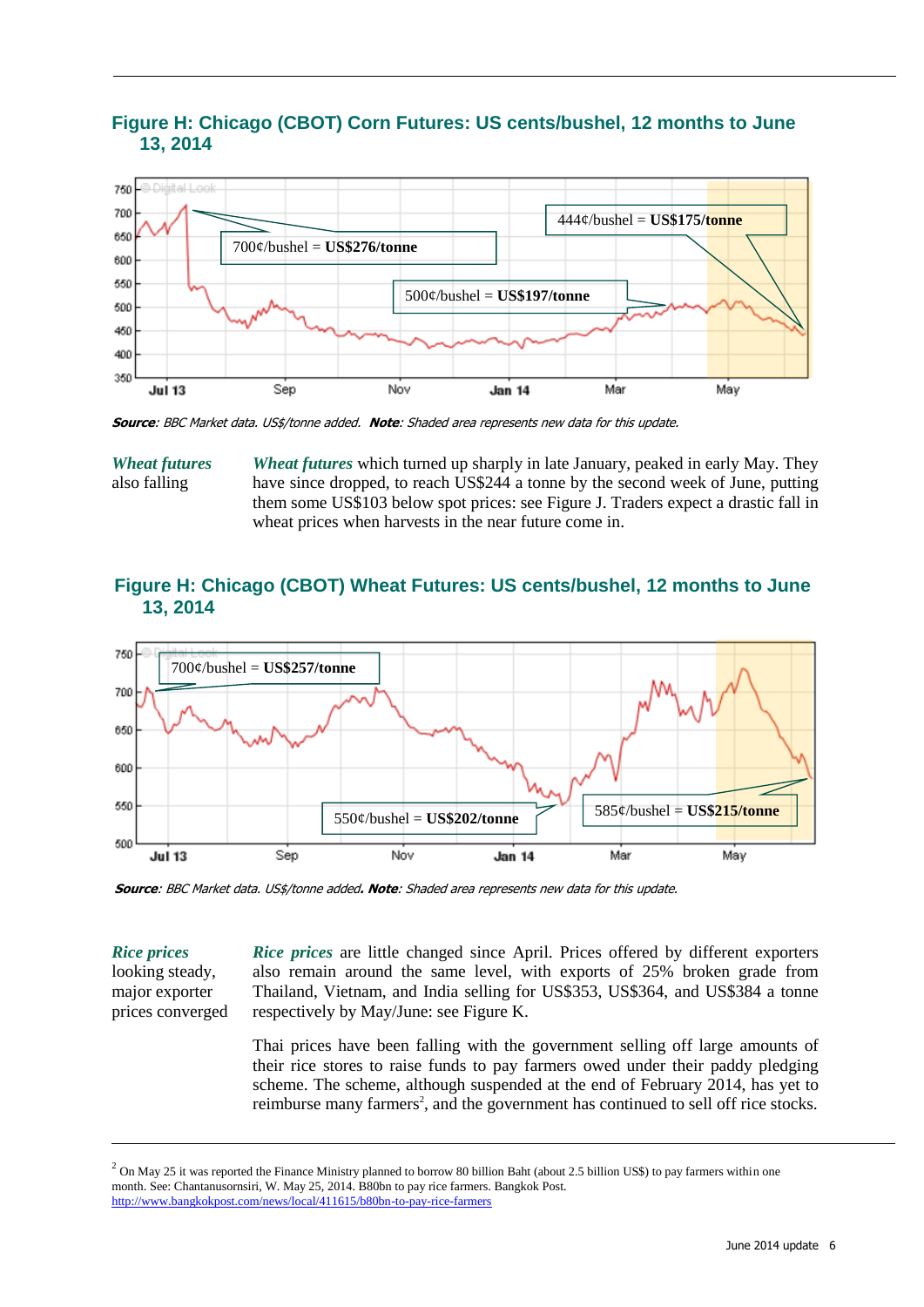## Figure H: Chicago (CBOT) Corn Futures: US cents/bushel, 12 months to June 13, 2014

**Source**: BBC Market data. US$/tonne added. **Note**: Shaded area represents new data for this update.

*Wheat futures* also falling

***Wheat futures*** which turned up sharply in late January, peaked in early May. They have since dropped, to reach US$244 a tonne by the second week of June, putting them some US$103 below spot prices: see Figure J. Traders expect a drastic fall in wheat prices when harvests in the near future come in.

## Figure H: Chicago (CBOT) Wheat Futures: US cents/bushel, 12 months to June 13, 2014

**Source**: BBC Market data. US$/tonne added. **Note**: Shaded area represents new data for this update.

*Rice prices* looking steady, major exporter prices converged

***Rice prices*** are little changed since April. Prices offered by different exporters also remain around the same level, with exports of 25% broken grade from Thailand, Vietnam, and India selling for US$353, US$364, and US$384 a tonne respectively by May/June: see Figure K.

Thai prices have been falling with the government selling off large amounts of their rice stores to raise funds to pay farmers owed under their paddy pledging scheme. The scheme, although suspended at the end of February 2014, has yet to reimburse many farmers[2], and the government has continued to sell off rice stocks.

[2] On May 25 it was reported the Finance Ministry planned to borrow 80 billion Baht (about 2.5 billion US$) to pay farmers within one month. See: Chantanusornsiri, W. May 25, 2014. B80bn to pay rice farmers. Bangkok Post. http://www.bangkokpost.com/news/local/411615/b80bn-to-pay-rice-farmers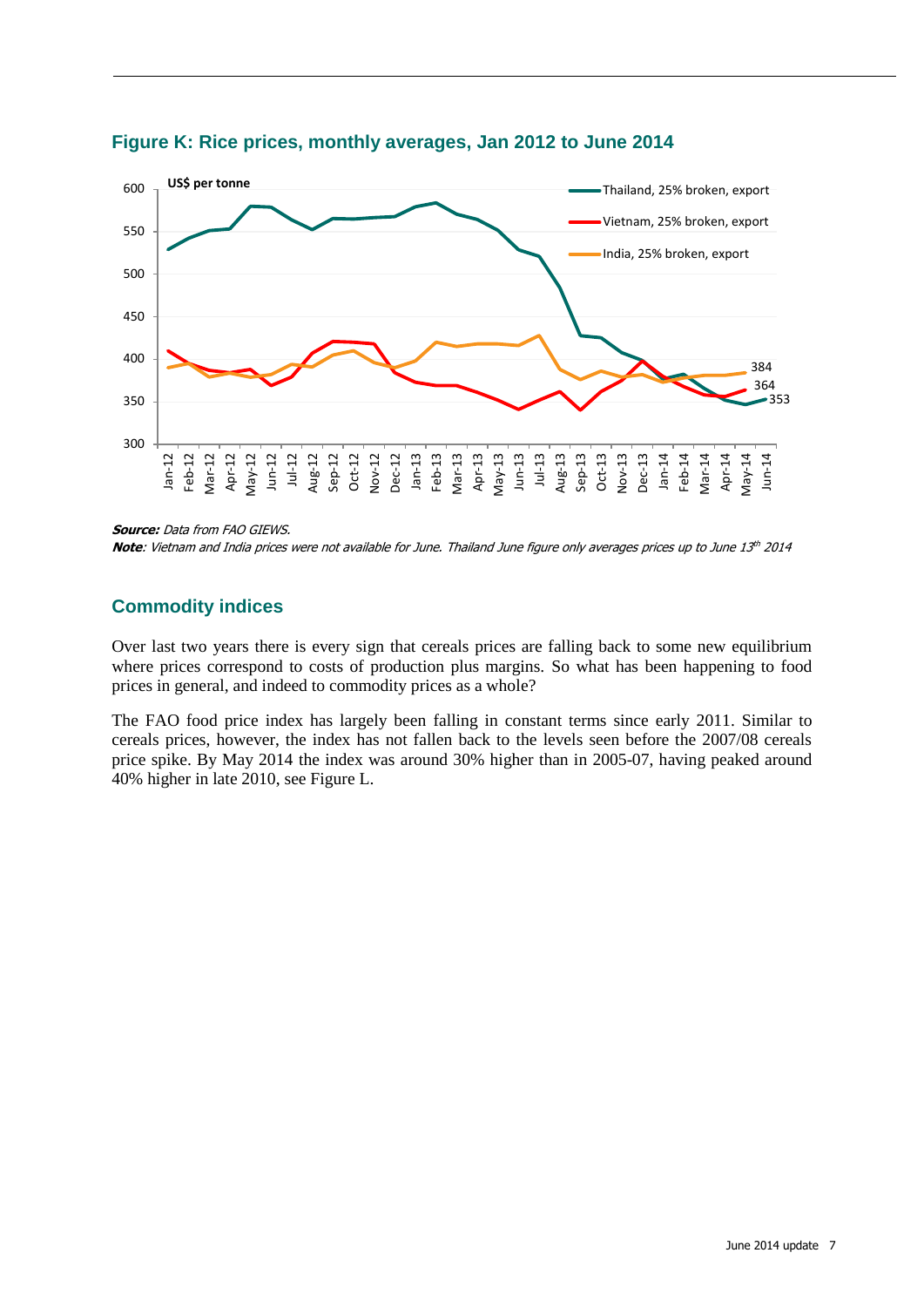## Figure K: Rice prices, monthly averages, Jan 2012 to June 2014

**Source:** *Data from FAO GIEWS.*

**Note**: *Vietnam and India prices were not available for June. Thailand June figure only averages prices up to June 13th 2014*

## Commodity indices

Over last two years there is every sign that cereals prices are falling back to some new equilibrium where prices correspond to costs of production plus margins. So what has been happening to food prices in general, and indeed to commodity prices as a whole?

The FAO food price index has largely been falling in constant terms since early 2011. Similar to cereals prices, however, the index has not fallen back to the levels seen before the 2007/08 cereals price spike. By May 2014 the index was around 30% higher than in 2005-07, having peaked around 40% higher in late 2010, see Figure L.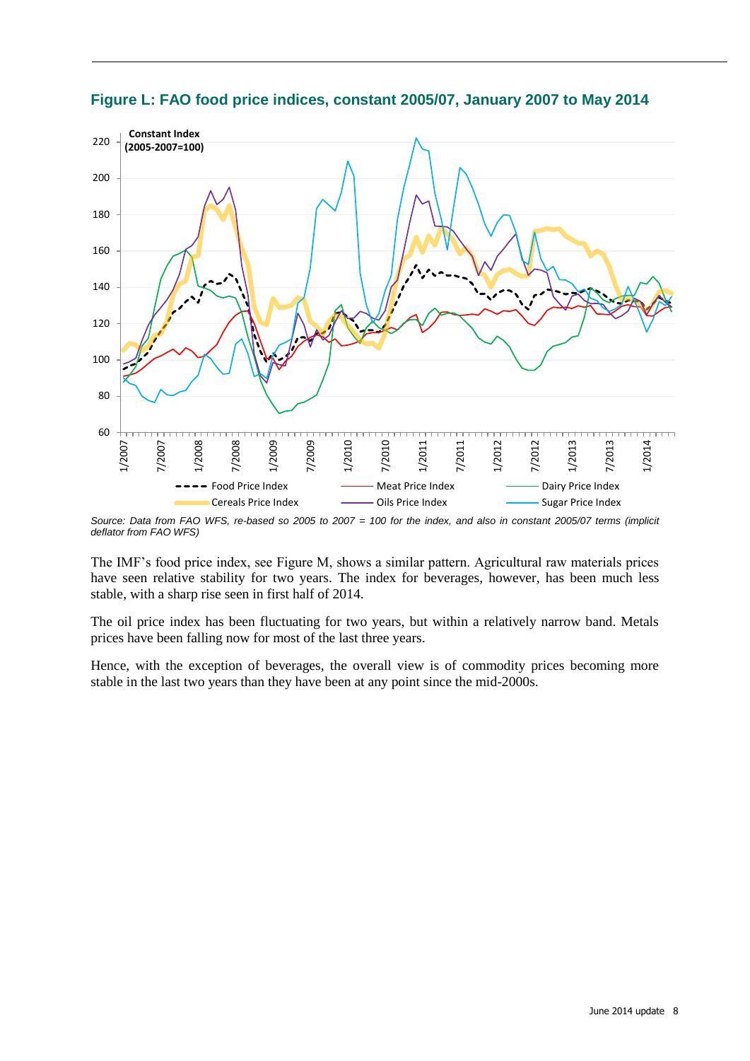**Figure L: FAO food price indices, constant 2005/07, January 2007 to May 2014**

*Source: Data from FAO WFS, re-based so 2005 to 2007 = 100 for the index, and also in constant 2005/07 terms (implicit deflator from FAO WFS)*

The IMF's food price index, see Figure M, shows a similar pattern. Agricultural raw materials prices have seen relative stability for two years. The index for beverages, however, has been much less stable, with a sharp rise seen in first half of 2014.

The oil price index has been fluctuating for two years, but within a relatively narrow band. Metals prices have been falling now for most of the last three years.

Hence, with the exception of beverages, the overall view is of commodity prices becoming more stable in the last two years than they have been at any point since the mid-2000s.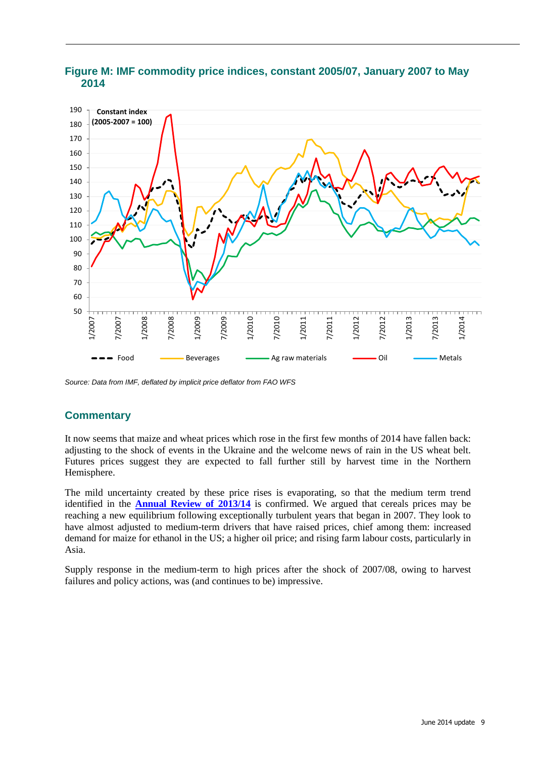## Figure M: IMF commodity price indices, constant 2005/07, January 2007 to May 2014

*Source: Data from IMF, deflated by implicit price deflator from FAO WFS*

## Commentary

It now seems that maize and wheat prices which rose in the first few months of 2014 have fallen back: adjusting to the shock of events in the Ukraine and the welcome news of rain in the US wheat belt. Futures prices suggest they are expected to fall further still by harvest time in the Northern Hemisphere.

The mild uncertainty created by these price rises is evaporating, so that the medium term trend identified in the **Annual Review of 2013/14** is confirmed. We argued that cereals prices may be reaching a new equilibrium following exceptionally turbulent years that began in 2007. They look to have almost adjusted to medium-term drivers that have raised prices, chief among them: increased demand for maize for ethanol in the US; a higher oil price; and rising farm labour costs, particularly in Asia.

Supply response in the medium-term to high prices after the shock of 2007/08, owing to harvest failures and policy actions, was (and continues to be) impressive.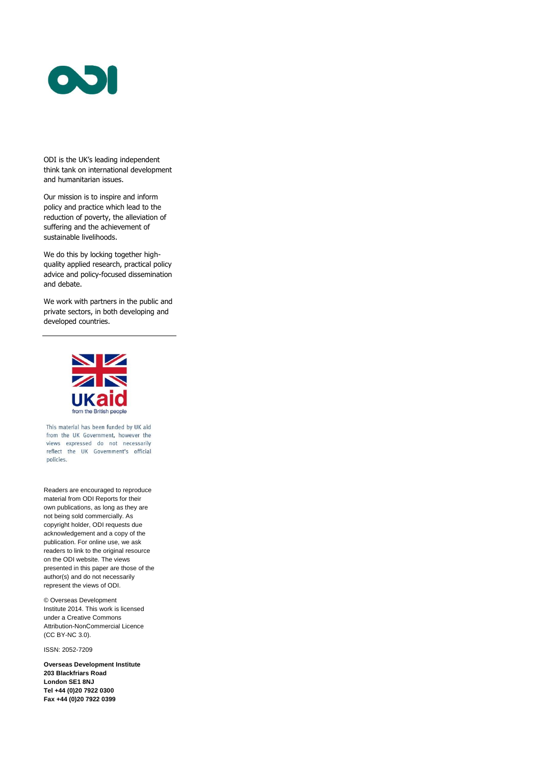ODI is the UK's leading independent think tank on international development and humanitarian issues.

Our mission is to inspire and inform policy and practice which lead to the reduction of poverty, the alleviation of suffering and the achievement of sustainable livelihoods.

We do this by locking together high-quality applied research, practical policy advice and policy-focused dissemination and debate.

We work with partners in the public and private sectors, in both developing and developed countries.

---

UKaid
from the British people

This material has been funded by UK aid from the UK Government, however the views expressed do not necessarily reflect the UK Government's official policies.

Readers are encouraged to reproduce material from ODI Reports for their own publications, as long as they are not being sold commercially. As copyright holder, ODI requests due acknowledgement and a copy of the publication. For online use, we ask readers to link to the original resource on the ODI website. The views presented in this paper are those of the author(s) and do not necessarily represent the views of ODI.

© Overseas Development Institute 2014. This work is licensed under a Creative Commons Attribution-NonCommercial Licence (CC BY-NC 3.0).

ISSN: 2052-7209

**Overseas Development Institute**
**203 Blackfriars Road**
**London SE1 8NJ**
**Tel +44 (0)20 7922 0300**
**Fax +44 (0)20 7922 0399**